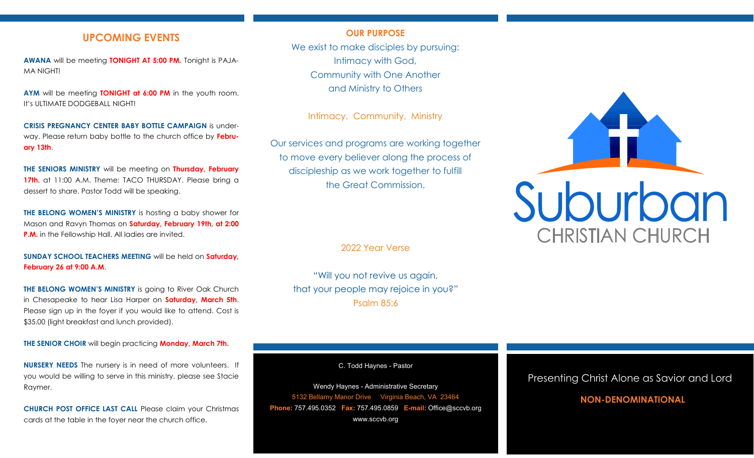## UPCOMING EVENTS

**AWANA** will be meeting **TONIGHT AT 5:00 PM.** Tonight is PAJAMA NIGHT!

**AYM** will be meeting **TONIGHT at 6:00 PM** in the youth room. It's ULTIMATE DODGEBALL NIGHT!

**CRISIS PREGNANCY CENTER BABY BOTTLE CAMPAIGN** is underway. Please return baby bottle to the church office by **February 13th**.

**THE SENIORS MINISTRY** will be meeting on **Thursday, February 17th**, at 11:00 A.M. Theme: TACO THURSDAY. Please bring a dessert to share. Pastor Todd will be speaking.

**THE BELONG WOMEN'S MINISTRY** is hosting a baby shower for Mason and Ravyn Thomas on **Saturday, February 19th, at 2:00 P.M.** in the Fellowship Hall. All ladies are invited.

**SUNDAY SCHOOL TEACHERS MEETING** will be held on **Saturday, February 26 at 9:00 A.M**.

**THE BELONG WOMEN'S MINISTRY** is going to River Oak Church in Chesapeake to hear Lisa Harper on **Saturday, March 5th**. Please sign up in the foyer if you would like to attend. Cost is $35.00 (light breakfast and lunch provided).

**THE SENIOR CHOIR** will begin practicing **Monday, March 7th.**

**NURSERY NEEDS** The nursery is in need of more volunteers. If you would be willing to serve in this ministry, please see Stacie Raymer.

**CHURCH POST OFFICE LAST CALL** Please claim your Christmas cards at the table in the foyer near the church office.

## OUR PURPOSE

We exist to make disciples by pursuing:
Intimacy with God,
Community with One Another
and Ministry to Others

Intimacy. Community. Ministry

Our services and programs are working together to move every believer along the process of discipleship as we work together to fulfill the Great Commission.

2022 Year Verse

"Will you not revive us again,
that your people may rejoice in you?"
Psalm 85:6

C. Todd Haynes - Pastor

Wendy Haynes - Administrative Secretary
5132 Bellamy Manor Drive Virginia Beach, VA 23464
**Phone:** 757.495.0352 **Fax:** 757.495.0859 **E-mail:** Office@sccvb.org
www.sccvb.org

# Suburban
## CHRISTIAN CHURCH

Presenting Christ Alone as Savior and Lord

**NON-DENOMINATIONAL**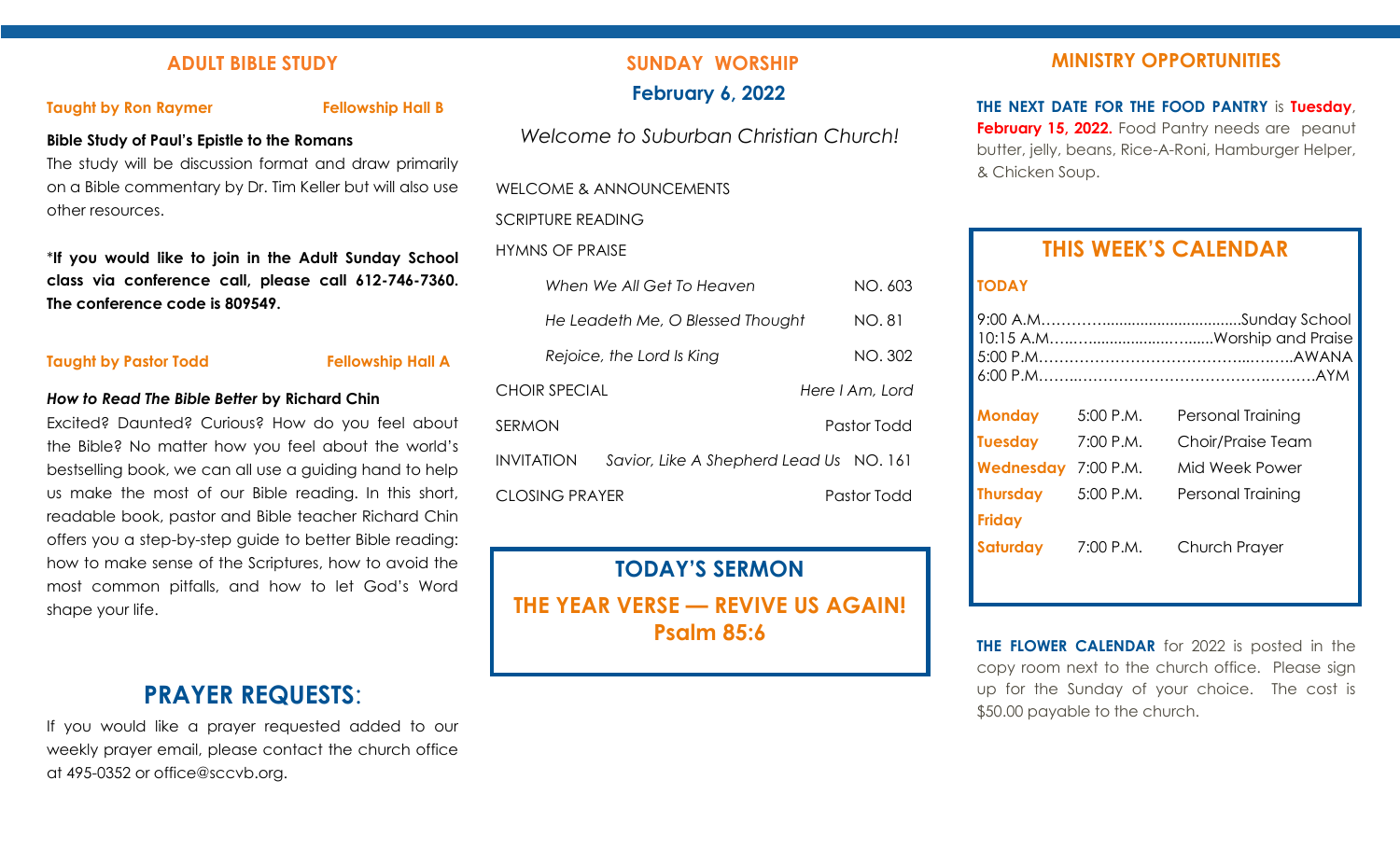## ADULT BIBLE STUDY

**Taught by Ron Raymer** **Fellowship Hall B**

**Bible Study of Paul's Epistle to the Romans**

The study will be discussion format and draw primarily on a Bible commentary by Dr. Tim Keller but will also use other resources.

***If you would like to join in the Adult Sunday School class via conference call, please call 612-746-7360. The conference code is 809549.**

**Taught by Pastor Todd** **Fellowship Hall A**

***How to Read The Bible Better* by Richard Chin**

Excited? Daunted? Curious? How do you feel about the Bible? No matter how you feel about the world's bestselling book, we can all use a guiding hand to help us make the most of our Bible reading. In this short, readable book, pastor and Bible teacher Richard Chin offers you a step-by-step guide to better Bible reading: how to make sense of the Scriptures, how to avoid the most common pitfalls, and how to let God's Word shape your life.

## PRAYER REQUESTS:

If you would like a prayer requested added to our weekly prayer email, please contact the church office at 495-0352 or office@sccvb.org.

## SUNDAY WORSHIP

### February 6, 2022

*Welcome to Suburban Christian Church!*

WELCOME & ANNOUNCEMENTS

SCRIPTURE READING

HYMNS OF PRAISE

| | |
|---|---|
| *When We All Get To Heaven* | NO. 603 |
| *He Leadeth Me, O Blessed Thought* | NO. 81 |
| *Rejoice, the Lord Is King* | NO. 302 |

CHOIR SPECIAL — *Here I Am, Lord*

SERMON — Pastor Todd

INVITATION — *Savior, Like A Shepherd Lead Us* NO. 161

CLOSING PRAYER — Pastor Todd

## TODAY'S SERMON

**THE YEAR VERSE — REVIVE US AGAIN!**
**Psalm 85:6**

## MINISTRY OPPORTUNITIES

**THE NEXT DATE FOR THE FOOD PANTRY** is **Tuesday, February 15, 2022.** Food Pantry needs are peanut butter, jelly, beans, Rice-A-Roni, Hamburger Helper, & Chicken Soup.

## THIS WEEK'S CALENDAR

**TODAY**

9:00 A.M.……………………………………Sunday School
10:15 A.M.………………………………Worship and Praise
5:00 P.M.……………………………………………AWANA
6:00 P.M.……………………………………………AYM

| | | |
|---|---|---|
| **Monday** | 5:00 P.M. | Personal Training |
| **Tuesday** | 7:00 P.M. | Choir/Praise Team |
| **Wednesday** | 7:00 P.M. | Mid Week Power |
| **Thursday** | 5:00 P.M. | Personal Training |
| **Friday** | | |
| **Saturday** | 7:00 P.M. | Church Prayer |

**THE FLOWER CALENDAR** for 2022 is posted in the copy room next to the church office. Please sign up for the Sunday of your choice. The cost is $50.00 payable to the church.